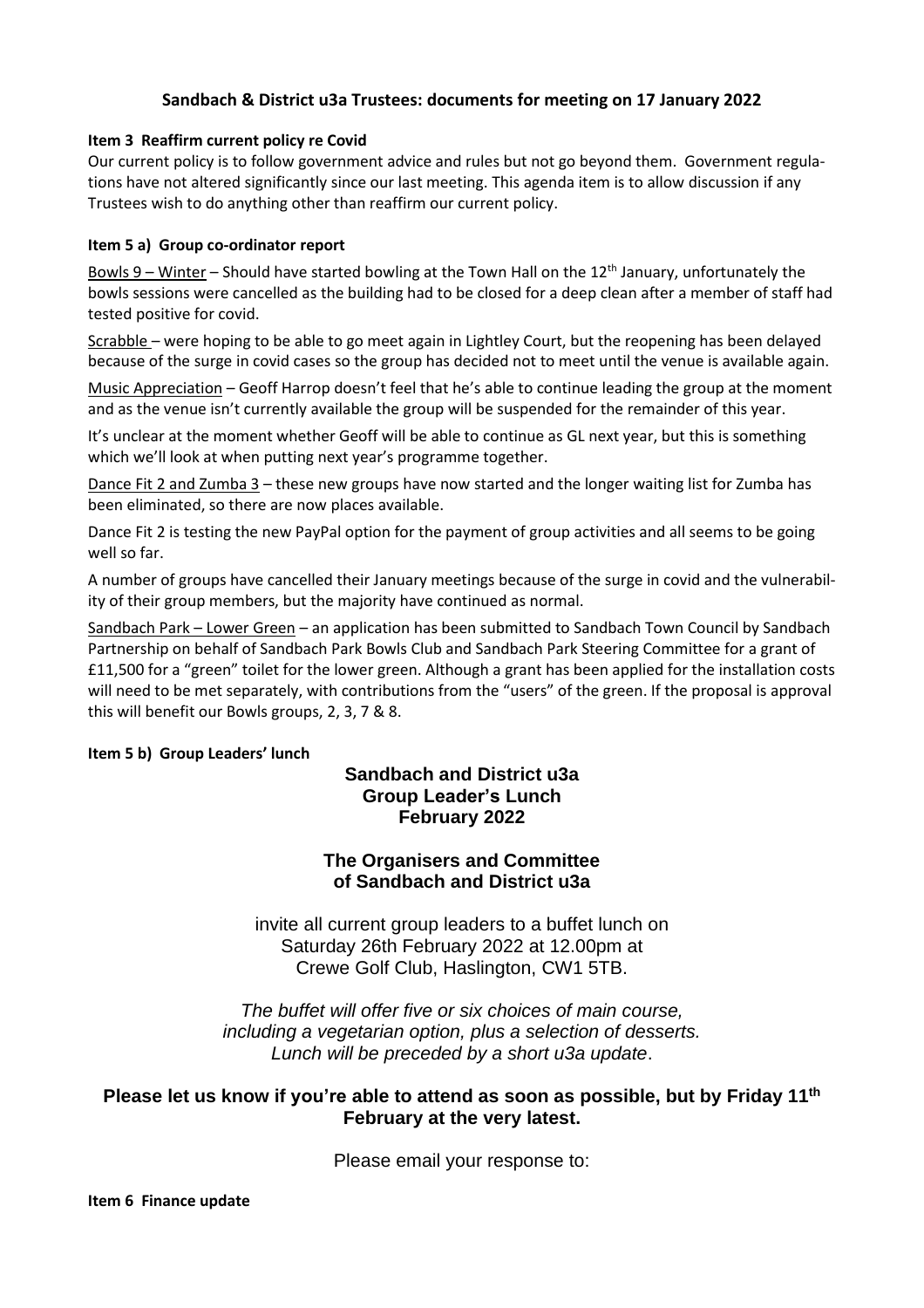## Sandbach & District u3a Trustees: documents for meeting on 17 January 2022

### Item 3 Reaffirm current policy re Covid

Our current policy is to follow government advice and rules but not go beyond them. Government regulations have not altered significantly since our last meeting. This agenda item is to allow discussion if any Trustees wish to do anything other than reaffirm our current policy.

### Item 5 a) Group co-ordinator report

Bowls 9 – Winter – Should have started bowling at the Town Hall on the 12th January, unfortunately the bowls sessions were cancelled as the building had to be closed for a deep clean after a member of staff had tested positive for covid.

Scrabble – were hoping to be able to go meet again in Lightley Court, but the reopening has been delayed because of the surge in covid cases so the group has decided not to meet until the venue is available again.

Music Appreciation – Geoff Harrop doesn't feel that he's able to continue leading the group at the moment and as the venue isn't currently available the group will be suspended for the remainder of this year.

It's unclear at the moment whether Geoff will be able to continue as GL next year, but this is something which we'll look at when putting next year's programme together.

Dance Fit 2 and Zumba 3 – these new groups have now started and the longer waiting list for Zumba has been eliminated, so there are now places available.

Dance Fit 2 is testing the new PayPal option for the payment of group activities and all seems to be going well so far.

A number of groups have cancelled their January meetings because of the surge in covid and the vulnerability of their group members, but the majority have continued as normal.

Sandbach Park – Lower Green – an application has been submitted to Sandbach Town Council by Sandbach Partnership on behalf of Sandbach Park Bowls Club and Sandbach Park Steering Committee for a grant of £11,500 for a "green" toilet for the lower green. Although a grant has been applied for the installation costs will need to be met separately, with contributions from the "users" of the green. If the proposal is approval this will benefit our Bowls groups, 2, 3, 7 & 8.

### Item 5 b) Group Leaders' lunch

**Sandbach and District u3a**
**Group Leader's Lunch**
**February 2022**

**The Organisers and Committee**
**of Sandbach and District u3a**

invite all current group leaders to a buffet lunch on
Saturday 26th February 2022 at 12.00pm at
Crewe Golf Club, Haslington, CW1 5TB.

*The buffet will offer five or six choices of main course,*
*including a vegetarian option, plus a selection of desserts.*
*Lunch will be preceded by a short u3a update*.

**Please let us know if you're able to attend as soon as possible, but by Friday 11th February at the very latest.**

Please email your response to:

### Item 6 Finance update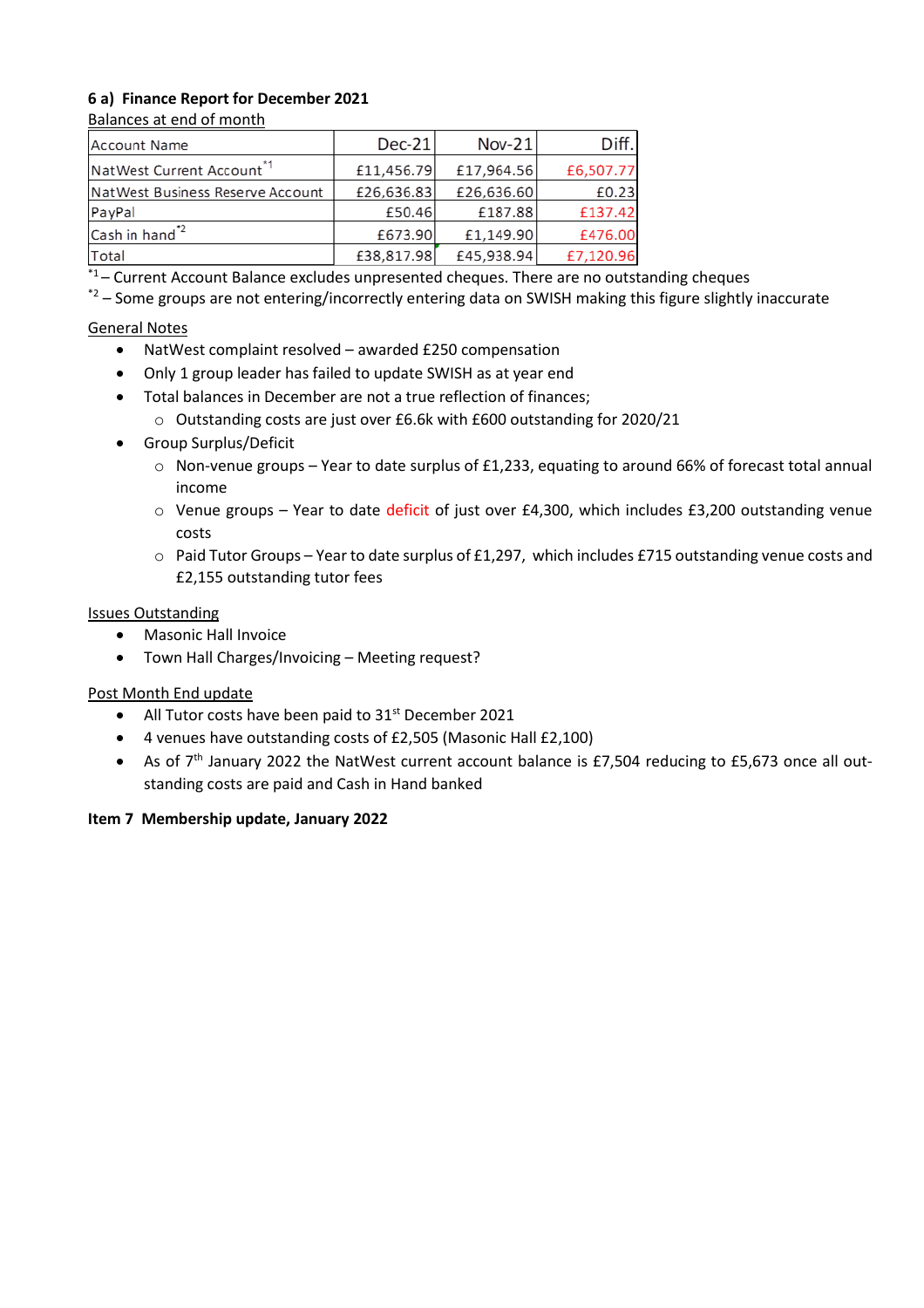### 6 a) Finance Report for December 2021

Balances at end of month

| Account Name | Dec-21 | Nov-21 | Diff. |
|---|---|---|---|
| NatWest Current Account [*1] | £11,456.79 | £17,964.56 | £6,507.77 |
| NatWest Business Reserve Account | £26,636.83 | £26,636.60 | £0.23 |
| PayPal | £50.46 | £187.88 | £137.42 |
| Cash in hand [*2] | £673.90 | £1,149.90 | £476.00 |
| Total | £38,817.98 | £45,938.94 | £7,120.96 |

[*1] – Current Account Balance excludes unpresented cheques. There are no outstanding cheques

[*2] – Some groups are not entering/incorrectly entering data on SWISH making this figure slightly inaccurate

General Notes

- NatWest complaint resolved – awarded £250 compensation
- Only 1 group leader has failed to update SWISH as at year end
- Total balances in December are not a true reflection of finances;
  - Outstanding costs are just over £6.6k with £600 outstanding for 2020/21
- Group Surplus/Deficit
  - Non-venue groups – Year to date surplus of £1,233, equating to around 66% of forecast total annual income
  - Venue groups – Year to date deficit of just over £4,300, which includes £3,200 outstanding venue costs
  - Paid Tutor Groups – Year to date surplus of £1,297, which includes £715 outstanding venue costs and £2,155 outstanding tutor fees

Issues Outstanding

- Masonic Hall Invoice
- Town Hall Charges/Invoicing – Meeting request?

Post Month End update

- All Tutor costs have been paid to 31st December 2021
- 4 venues have outstanding costs of £2,505 (Masonic Hall £2,100)
- As of 7th January 2022 the NatWest current account balance is £7,504 reducing to £5,673 once all outstanding costs are paid and Cash in Hand banked

### Item 7 Membership update, January 2022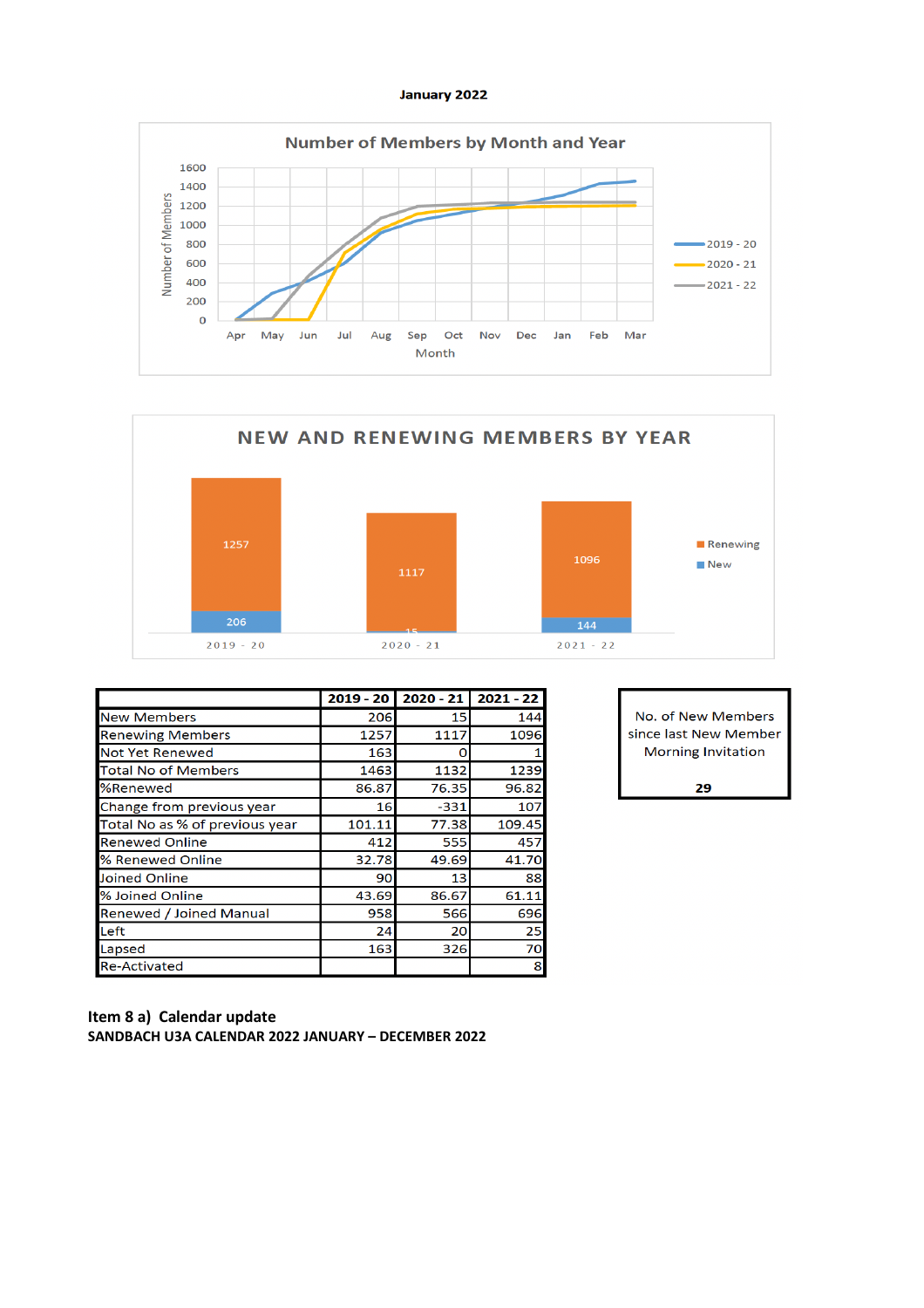**January 2022**

Number of Members by Month and Year

NEW AND RENEWING MEMBERS BY YEAR

| | 2019 - 20 | 2020 - 21 | 2021 - 22 |
|---|---|---|---|
| New Members | 206 | 15 | 144 |
| Renewing Members | 1257 | 1117 | 1096 |
| Not Yet Renewed | 163 | 0 | 1 |
| Total No of Members | 1463 | 1132 | 1239 |
| %Renewed | 86.87 | 76.35 | 96.82 |
| Change from previous year | 16 | -331 | 107 |
| Total No as % of previous year | 101.11 | 77.38 | 109.45 |
| Renewed Online | 412 | 555 | 457 |
| % Renewed Online | 32.78 | 49.69 | 41.70 |
| Joined Online | 90 | 13 | 88 |
| % Joined Online | 43.69 | 86.67 | 61.11 |
| Renewed / Joined Manual | 958 | 566 | 696 |
| Left | 24 | 20 | 25 |
| Lapsed | 163 | 326 | 70 |
| Re-Activated | | | 8 |

No. of New Members since last New Member Morning Invitation

**29**

**Item 8 a) Calendar update**

**SANDBACH U3A CALENDAR 2022 JANUARY – DECEMBER 2022**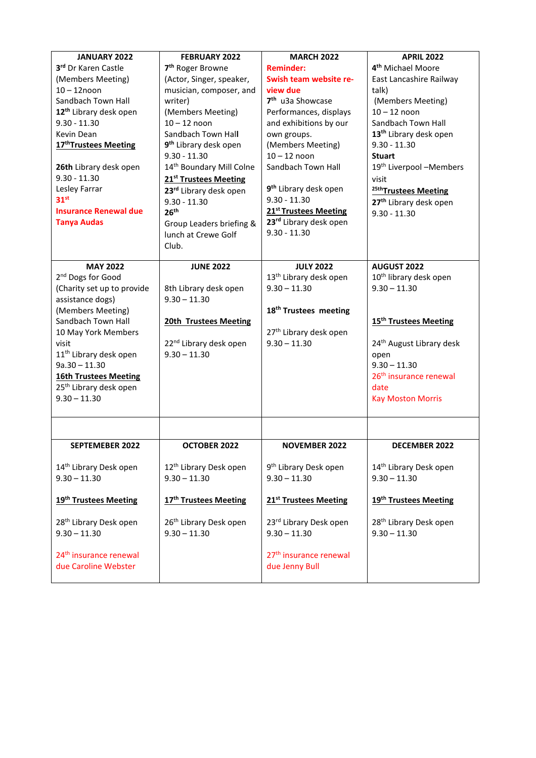| JANUARY 2022 | FEBRUARY 2022 | MARCH 2022 | APRIL 2022 |
|---|---|---|---|
| **3rd** Dr Karen Castle (Members Meeting) 10 – 12noon Sandbach Town Hall **12th** Library desk open 9.30 - 11.30 Kevin Dean **17thTrustees Meeting** **26th** Library desk open 9.30 - 11.30 Lesley Farrar **31st** **Insurance Renewal due Tanya Audas** | **7th** Roger Browne (Actor, Singer, speaker, musician, composer, and writer) (Members Meeting) 10 – 12 noon Sandbach Town Hall **9th** Library desk open 9.30 - 11.30 14th Boundary Mill Colne **21st Trustees Meeting** **23rd** Library desk open 9.30 - 11.30 **26th** Group Leaders briefing & lunch at Crewe Golf Club. | **Reminder: Swish team website re-view due** **7th** u3a Showcase Performances, displays and exhibitions by our own groups. (Members Meeting) 10 – 12 noon Sandbach Town Hall **9th** Library desk open 9.30 - 11.30 **21st Trustees Meeting** **23rd** Library desk open 9.30 - 11.30 | **4th** Michael Moore East Lancashire Railway talk) (Members Meeting) 10 – 12 noon Sandbach Town Hall **13th** Library desk open 9.30 - 11.30 **Stuart** 19th Liverpool –Members visit **25thTrustees Meeting** **27th** Library desk open 9.30 - 11.30 |
| **MAY 2022** | **JUNE 2022** | **JULY 2022** | **AUGUST 2022** |
| 2nd Dogs for Good (Charity set up to provide assistance dogs) (Members Meeting) Sandbach Town Hall 10 May York Members visit 11th Library desk open 9a.30 – 11.30 **16th Trustees Meeting** 25th Library desk open 9.30 – 11.30 | 8th Library desk open 9.30 – 11.30 **20th Trustees Meeting** 22nd Library desk open 9.30 – 11.30 | 13th Library desk open 9.30 – 11.30 **18th Trustees meeting** 27th Library desk open 9.30 – 11.30 | 10th library desk open 9.30 – 11.30 **15th Trustees Meeting** 24th August Library desk open 9.30 – 11.30 26th insurance renewal date Kay Moston Morris |
| | | | |
| **SEPTEMEBER 2022** | **OCTOBER 2022** | **NOVEMBER 2022** | **DECEMBER 2022** |
| 14th Library Desk open 9.30 – 11.30 **19th Trustees Meeting** 28th Library Desk open 9.30 – 11.30 24th insurance renewal due Caroline Webster | 12th Library Desk open 9.30 – 11.30 **17th Trustees Meeting** 26th Library Desk open 9.30 – 11.30 | 9th Library Desk open 9.30 – 11.30 **21st Trustees Meeting** 23rd Library Desk open 9.30 – 11.30 27th insurance renewal due Jenny Bull | 14th Library Desk open 9.30 – 11.30 **19th Trustees Meeting** 28th Library Desk open 9.30 – 11.30 |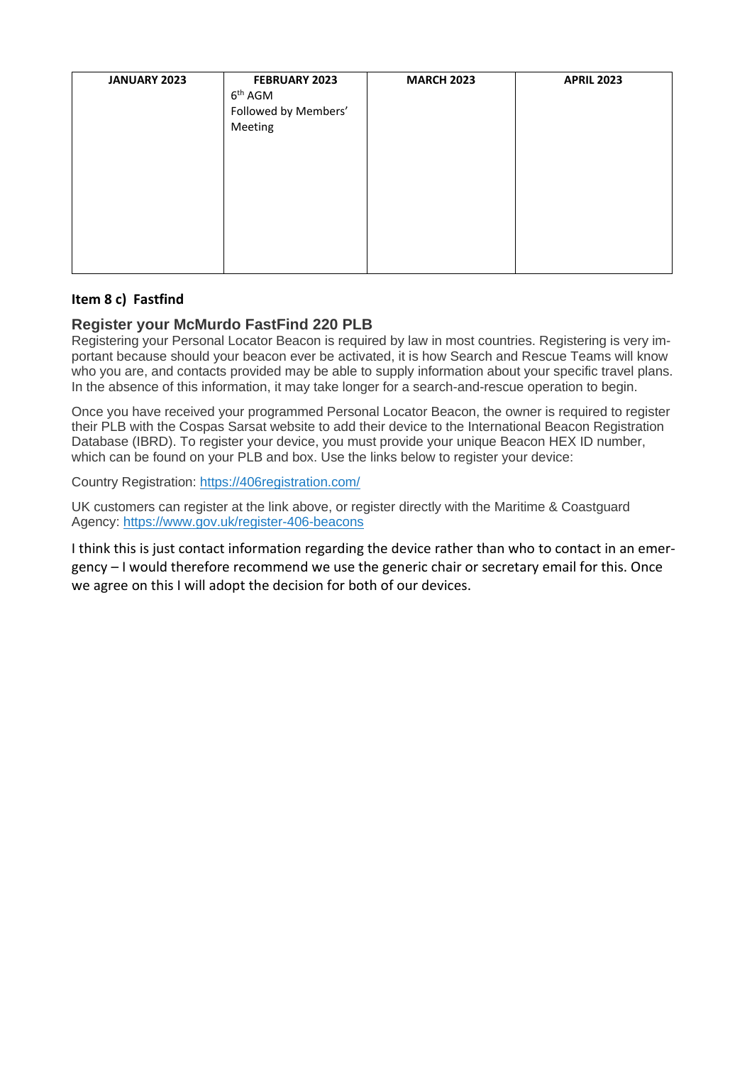| JANUARY 2023 | FEBRUARY 2023 | MARCH 2023 | APRIL 2023 |
|---|---|---|---|
| | 6th AGM<br>Followed by Members' Meeting | | |

**Item 8 c) Fastfind**

### Register your McMurdo FastFind 220 PLB

Registering your Personal Locator Beacon is required by law in most countries. Registering is very important because should your beacon ever be activated, it is how Search and Rescue Teams will know who you are, and contacts provided may be able to supply information about your specific travel plans. In the absence of this information, it may take longer for a search-and-rescue operation to begin.

Once you have received your programmed Personal Locator Beacon, the owner is required to register their PLB with the Cospas Sarsat website to add their device to the International Beacon Registration Database (IBRD). To register your device, you must provide your unique Beacon HEX ID number, which can be found on your PLB and box. Use the links below to register your device:

Country Registration: https://406registration.com/

UK customers can register at the link above, or register directly with the Maritime & Coastguard Agency: https://www.gov.uk/register-406-beacons

I think this is just contact information regarding the device rather than who to contact in an emergency – I would therefore recommend we use the generic chair or secretary email for this. Once we agree on this I will adopt the decision for both of our devices.